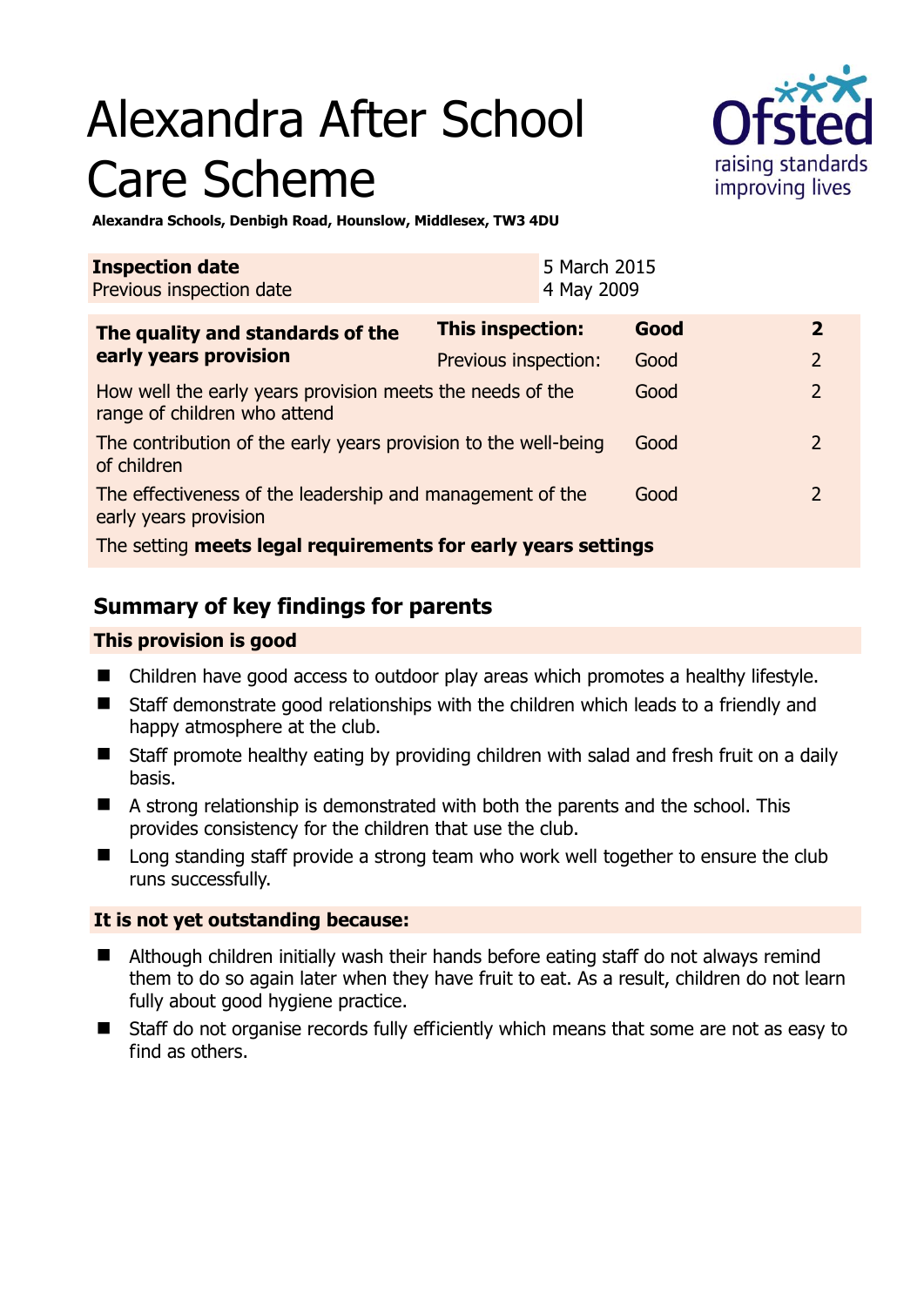# Alexandra After School Care Scheme

**Alexandra Schools, Denbigh Road, Hounslow, Middlesex, TW3 4DU**

| **Inspection date** | 5 March 2015 |
|---|---|
| Previous inspection date | 4 May 2009 |

| **The quality and standards of the early years provision** | **This inspection:** | **Good** | **2** |
|---|---|---|---|
| | Previous inspection: | Good | 2 |
| How well the early years provision meets the needs of the range of children who attend | | Good | 2 |
| The contribution of the early years provision to the well-being of children | | Good | 2 |
| The effectiveness of the leadership and management of the early years provision | | Good | 2 |
| The setting **meets legal requirements for early years settings** | | | |

## Summary of key findings for parents

### This provision is good

- Children have good access to outdoor play areas which promotes a healthy lifestyle.
- Staff demonstrate good relationships with the children which leads to a friendly and happy atmosphere at the club.
- Staff promote healthy eating by providing children with salad and fresh fruit on a daily basis.
- A strong relationship is demonstrated with both the parents and the school. This provides consistency for the children that use the club.
- Long standing staff provide a strong team who work well together to ensure the club runs successfully.

### It is not yet outstanding because:

- Although children initially wash their hands before eating staff do not always remind them to do so again later when they have fruit to eat. As a result, children do not learn fully about good hygiene practice.
- Staff do not organise records fully efficiently which means that some are not as easy to find as others.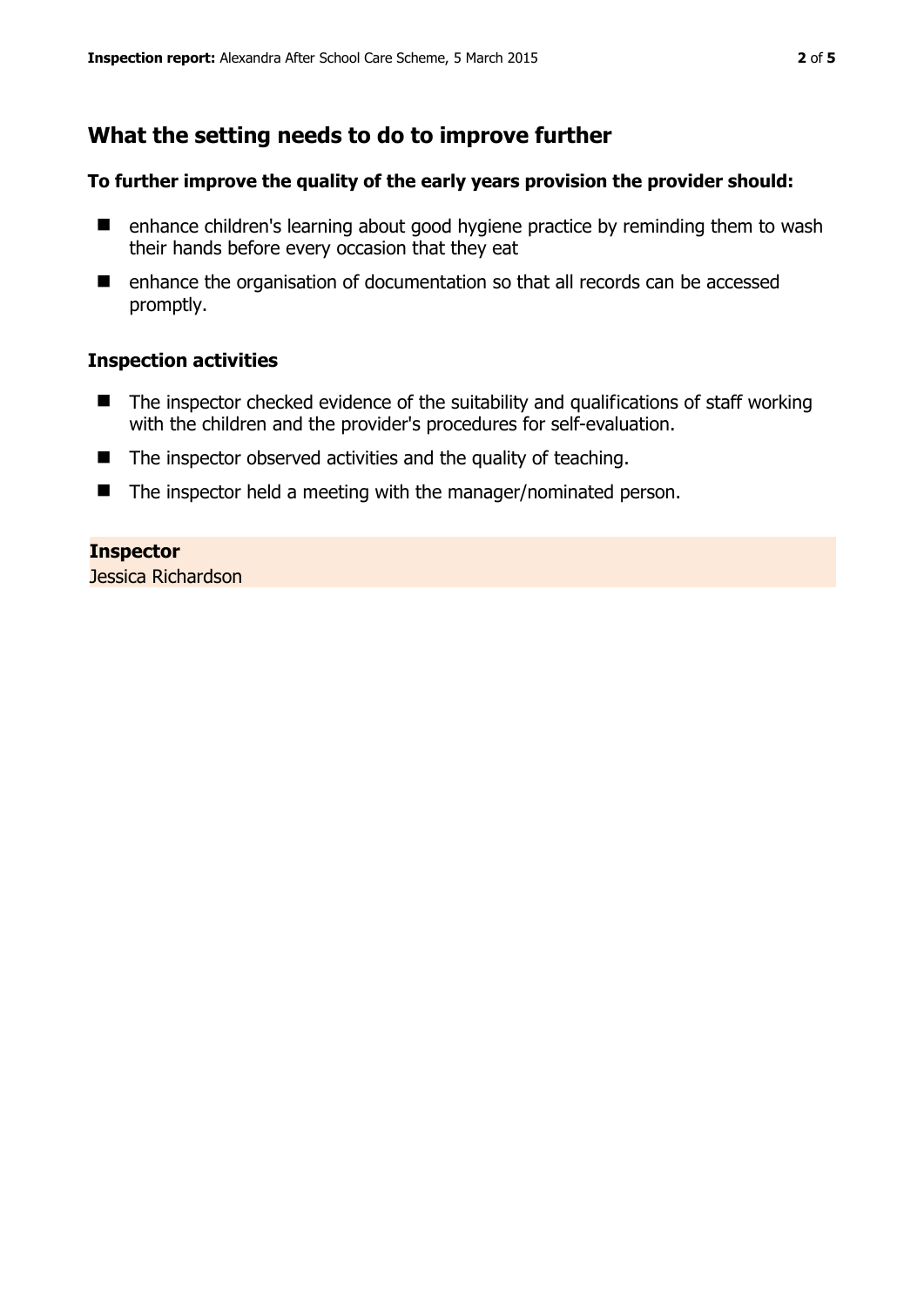## What the setting needs to do to improve further

### To further improve the quality of the early years provision the provider should:

- enhance children's learning about good hygiene practice by reminding them to wash their hands before every occasion that they eat
- enhance the organisation of documentation so that all records can be accessed promptly.

### Inspection activities

- The inspector checked evidence of the suitability and qualifications of staff working with the children and the provider's procedures for self-evaluation.
- The inspector observed activities and the quality of teaching.
- The inspector held a meeting with the manager/nominated person.

**Inspector**
Jessica Richardson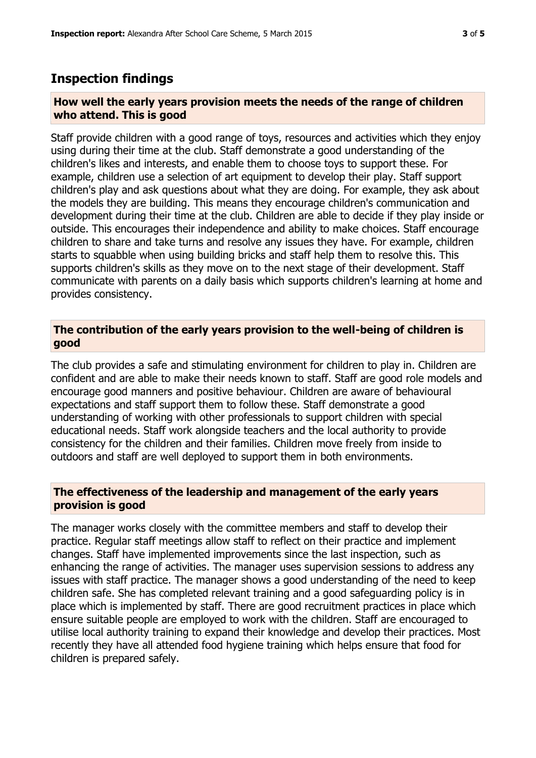## Inspection findings

### How well the early years provision meets the needs of the range of children who attend. This is good

Staff provide children with a good range of toys, resources and activities which they enjoy using during their time at the club. Staff demonstrate a good understanding of the children's likes and interests, and enable them to choose toys to support these. For example, children use a selection of art equipment to develop their play. Staff support children's play and ask questions about what they are doing. For example, they ask about the models they are building. This means they encourage children's communication and development during their time at the club. Children are able to decide if they play inside or outside. This encourages their independence and ability to make choices. Staff encourage children to share and take turns and resolve any issues they have. For example, children starts to squabble when using building bricks and staff help them to resolve this. This supports children's skills as they move on to the next stage of their development. Staff communicate with parents on a daily basis which supports children's learning at home and provides consistency.

### The contribution of the early years provision to the well-being of children is good

The club provides a safe and stimulating environment for children to play in. Children are confident and are able to make their needs known to staff. Staff are good role models and encourage good manners and positive behaviour. Children are aware of behavioural expectations and staff support them to follow these. Staff demonstrate a good understanding of working with other professionals to support children with special educational needs. Staff work alongside teachers and the local authority to provide consistency for the children and their families. Children move freely from inside to outdoors and staff are well deployed to support them in both environments.

### The effectiveness of the leadership and management of the early years provision is good

The manager works closely with the committee members and staff to develop their practice. Regular staff meetings allow staff to reflect on their practice and implement changes. Staff have implemented improvements since the last inspection, such as enhancing the range of activities. The manager uses supervision sessions to address any issues with staff practice. The manager shows a good understanding of the need to keep children safe. She has completed relevant training and a good safeguarding policy is in place which is implemented by staff. There are good recruitment practices in place which ensure suitable people are employed to work with the children. Staff are encouraged to utilise local authority training to expand their knowledge and develop their practices. Most recently they have all attended food hygiene training which helps ensure that food for children is prepared safely.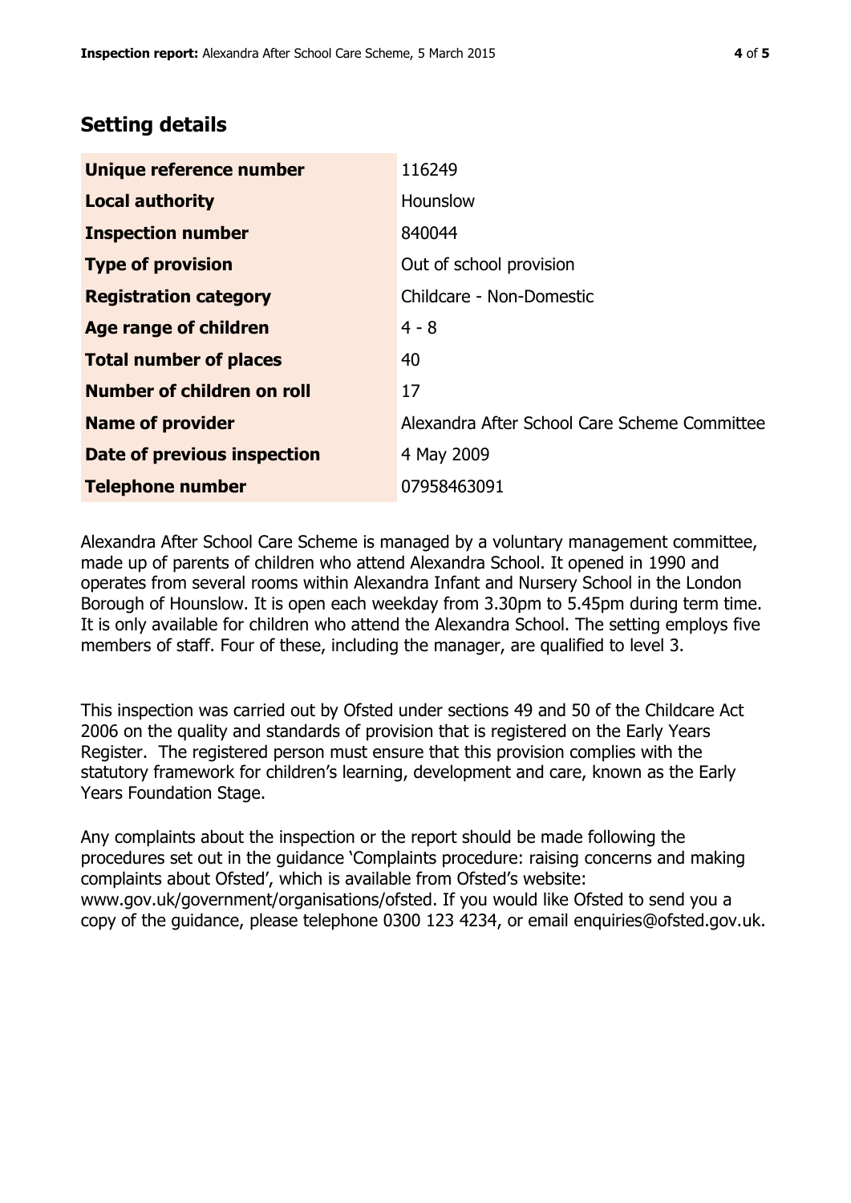## Setting details

| | |
|---|---|
| **Unique reference number** | 116249 |
| **Local authority** | Hounslow |
| **Inspection number** | 840044 |
| **Type of provision** | Out of school provision |
| **Registration category** | Childcare - Non-Domestic |
| **Age range of children** | 4 - 8 |
| **Total number of places** | 40 |
| **Number of children on roll** | 17 |
| **Name of provider** | Alexandra After School Care Scheme Committee |
| **Date of previous inspection** | 4 May 2009 |
| **Telephone number** | 07958463091 |

Alexandra After School Care Scheme is managed by a voluntary management committee, made up of parents of children who attend Alexandra School. It opened in 1990 and operates from several rooms within Alexandra Infant and Nursery School in the London Borough of Hounslow. It is open each weekday from 3.30pm to 5.45pm during term time. It is only available for children who attend the Alexandra School. The setting employs five members of staff. Four of these, including the manager, are qualified to level 3.

This inspection was carried out by Ofsted under sections 49 and 50 of the Childcare Act 2006 on the quality and standards of provision that is registered on the Early Years Register. The registered person must ensure that this provision complies with the statutory framework for children's learning, development and care, known as the Early Years Foundation Stage.

Any complaints about the inspection or the report should be made following the procedures set out in the guidance 'Complaints procedure: raising concerns and making complaints about Ofsted', which is available from Ofsted's website: www.gov.uk/government/organisations/ofsted. If you would like Ofsted to send you a copy of the guidance, please telephone 0300 123 4234, or email enquiries@ofsted.gov.uk.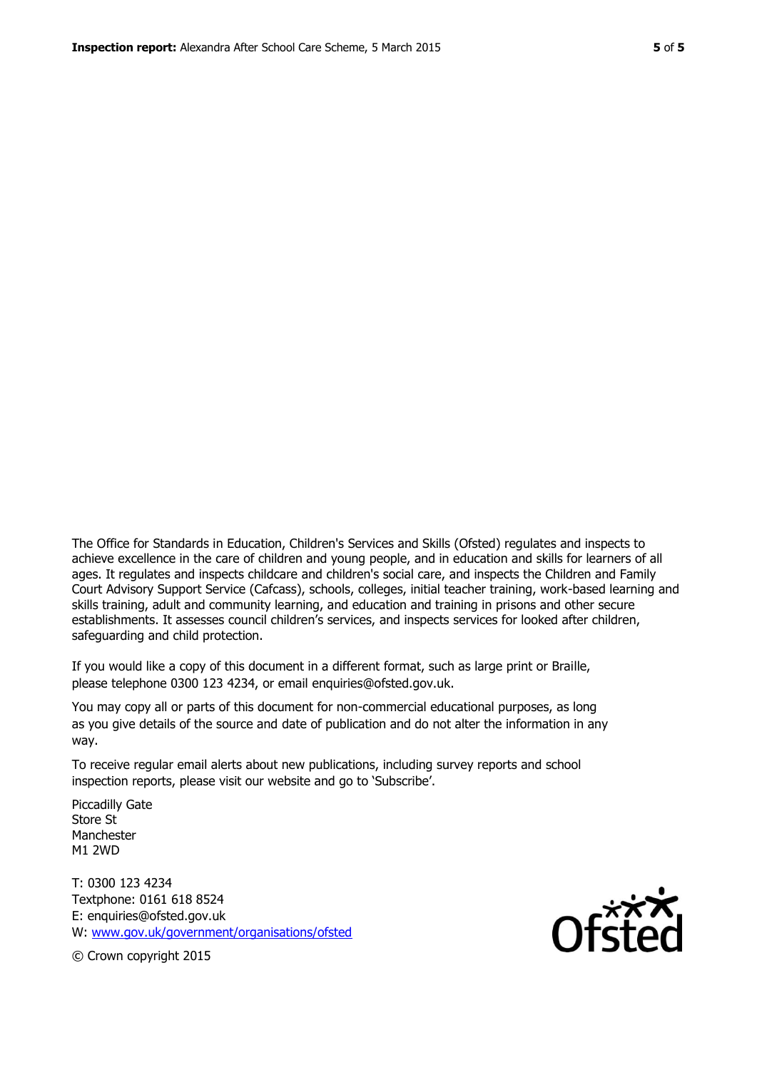The Office for Standards in Education, Children's Services and Skills (Ofsted) regulates and inspects to achieve excellence in the care of children and young people, and in education and skills for learners of all ages. It regulates and inspects childcare and children's social care, and inspects the Children and Family Court Advisory Support Service (Cafcass), schools, colleges, initial teacher training, work-based learning and skills training, adult and community learning, and education and training in prisons and other secure establishments. It assesses council children's services, and inspects services for looked after children, safeguarding and child protection.

If you would like a copy of this document in a different format, such as large print or Braille, please telephone 0300 123 4234, or email enquiries@ofsted.gov.uk.

You may copy all or parts of this document for non-commercial educational purposes, as long as you give details of the source and date of publication and do not alter the information in any way.

To receive regular email alerts about new publications, including survey reports and school inspection reports, please visit our website and go to 'Subscribe'.

Piccadilly Gate
Store St
Manchester
M1 2WD

T: 0300 123 4234
Textphone: 0161 618 8524
E: enquiries@ofsted.gov.uk
W: [www.gov.uk/government/organisations/ofsted](http://www.gov.uk/government/organisations/ofsted)

© Crown copyright 2015